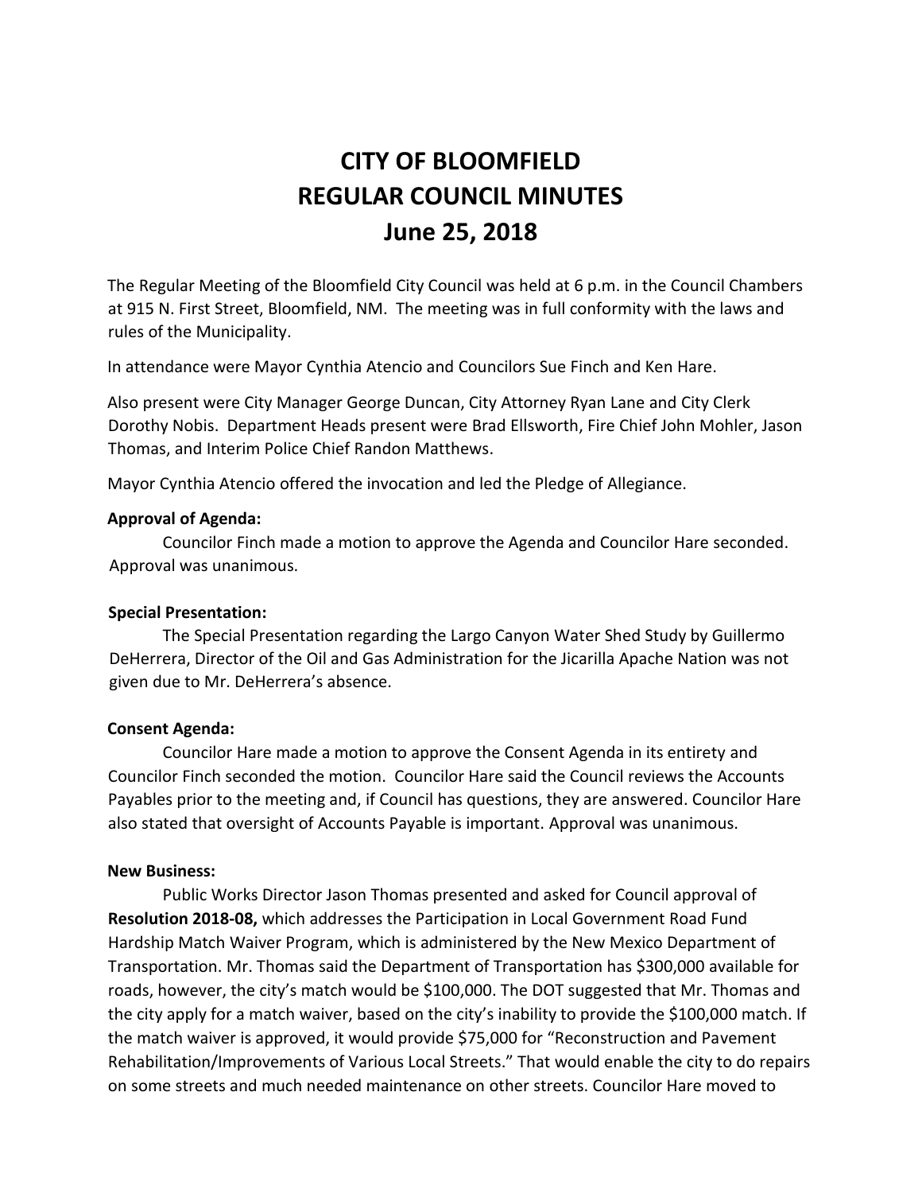# CITY OF BLOOMFIELD
# REGULAR COUNCIL MINUTES
# June 25, 2018

The Regular Meeting of the Bloomfield City Council was held at 6 p.m. in the Council Chambers at 915 N. First Street, Bloomfield, NM. The meeting was in full conformity with the laws and rules of the Municipality.

In attendance were Mayor Cynthia Atencio and Councilors Sue Finch and Ken Hare.

Also present were City Manager George Duncan, City Attorney Ryan Lane and City Clerk Dorothy Nobis. Department Heads present were Brad Ellsworth, Fire Chief John Mohler, Jason Thomas, and Interim Police Chief Randon Matthews.

Mayor Cynthia Atencio offered the invocation and led the Pledge of Allegiance.

**Approval of Agenda:**

Councilor Finch made a motion to approve the Agenda and Councilor Hare seconded. Approval was unanimous.

**Special Presentation:**

The Special Presentation regarding the Largo Canyon Water Shed Study by Guillermo DeHerrera, Director of the Oil and Gas Administration for the Jicarilla Apache Nation was not given due to Mr. DeHerrera's absence.

**Consent Agenda:**

Councilor Hare made a motion to approve the Consent Agenda in its entirety and Councilor Finch seconded the motion. Councilor Hare said the Council reviews the Accounts Payables prior to the meeting and, if Council has questions, they are answered. Councilor Hare also stated that oversight of Accounts Payable is important. Approval was unanimous.

**New Business:**

Public Works Director Jason Thomas presented and asked for Council approval of **Resolution 2018-08,** which addresses the Participation in Local Government Road Fund Hardship Match Waiver Program, which is administered by the New Mexico Department of Transportation. Mr. Thomas said the Department of Transportation has $300,000 available for roads, however, the city's match would be $100,000. The DOT suggested that Mr. Thomas and the city apply for a match waiver, based on the city's inability to provide the $100,000 match. If the match waiver is approved, it would provide $75,000 for "Reconstruction and Pavement Rehabilitation/Improvements of Various Local Streets." That would enable the city to do repairs on some streets and much needed maintenance on other streets. Councilor Hare moved to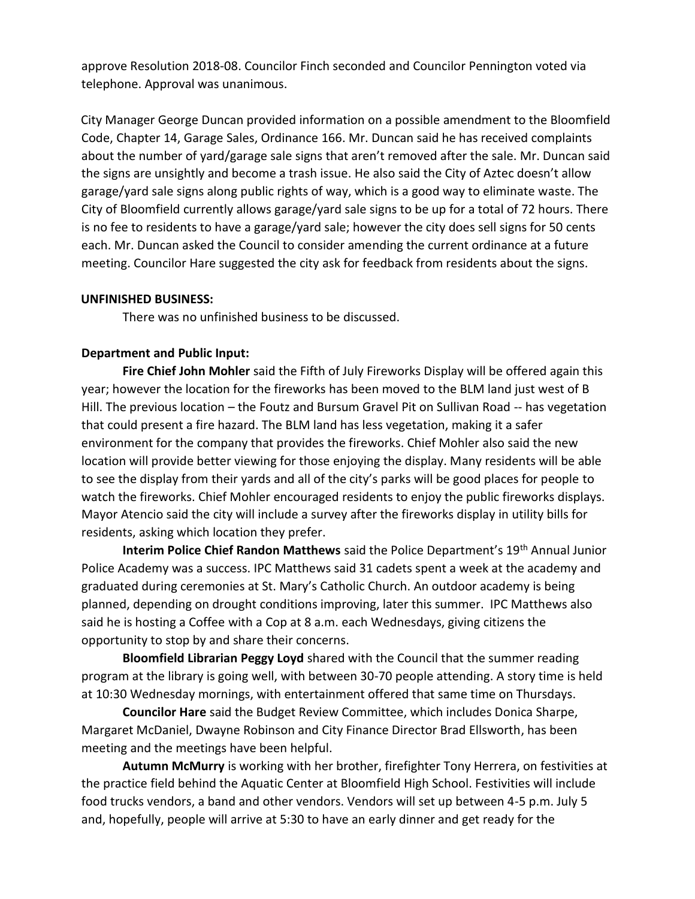approve Resolution 2018-08. Councilor Finch seconded and Councilor Pennington voted via telephone. Approval was unanimous.

City Manager George Duncan provided information on a possible amendment to the Bloomfield Code, Chapter 14, Garage Sales, Ordinance 166. Mr. Duncan said he has received complaints about the number of yard/garage sale signs that aren't removed after the sale. Mr. Duncan said the signs are unsightly and become a trash issue. He also said the City of Aztec doesn't allow garage/yard sale signs along public rights of way, which is a good way to eliminate waste. The City of Bloomfield currently allows garage/yard sale signs to be up for a total of 72 hours. There is no fee to residents to have a garage/yard sale; however the city does sell signs for 50 cents each. Mr. Duncan asked the Council to consider amending the current ordinance at a future meeting. Councilor Hare suggested the city ask for feedback from residents about the signs.

**UNFINISHED BUSINESS:**

There was no unfinished business to be discussed.

**Department and Public Input:**

**Fire Chief John Mohler** said the Fifth of July Fireworks Display will be offered again this year; however the location for the fireworks has been moved to the BLM land just west of B Hill. The previous location – the Foutz and Bursum Gravel Pit on Sullivan Road -- has vegetation that could present a fire hazard. The BLM land has less vegetation, making it a safer environment for the company that provides the fireworks. Chief Mohler also said the new location will provide better viewing for those enjoying the display. Many residents will be able to see the display from their yards and all of the city's parks will be good places for people to watch the fireworks. Chief Mohler encouraged residents to enjoy the public fireworks displays. Mayor Atencio said the city will include a survey after the fireworks display in utility bills for residents, asking which location they prefer.

**Interim Police Chief Randon Matthews** said the Police Department's 19th Annual Junior Police Academy was a success. IPC Matthews said 31 cadets spent a week at the academy and graduated during ceremonies at St. Mary's Catholic Church. An outdoor academy is being planned, depending on drought conditions improving, later this summer. IPC Matthews also said he is hosting a Coffee with a Cop at 8 a.m. each Wednesdays, giving citizens the opportunity to stop by and share their concerns.

**Bloomfield Librarian Peggy Loyd** shared with the Council that the summer reading program at the library is going well, with between 30-70 people attending. A story time is held at 10:30 Wednesday mornings, with entertainment offered that same time on Thursdays.

**Councilor Hare** said the Budget Review Committee, which includes Donica Sharpe, Margaret McDaniel, Dwayne Robinson and City Finance Director Brad Ellsworth, has been meeting and the meetings have been helpful.

**Autumn McMurry** is working with her brother, firefighter Tony Herrera, on festivities at the practice field behind the Aquatic Center at Bloomfield High School. Festivities will include food trucks vendors, a band and other vendors. Vendors will set up between 4-5 p.m. July 5 and, hopefully, people will arrive at 5:30 to have an early dinner and get ready for the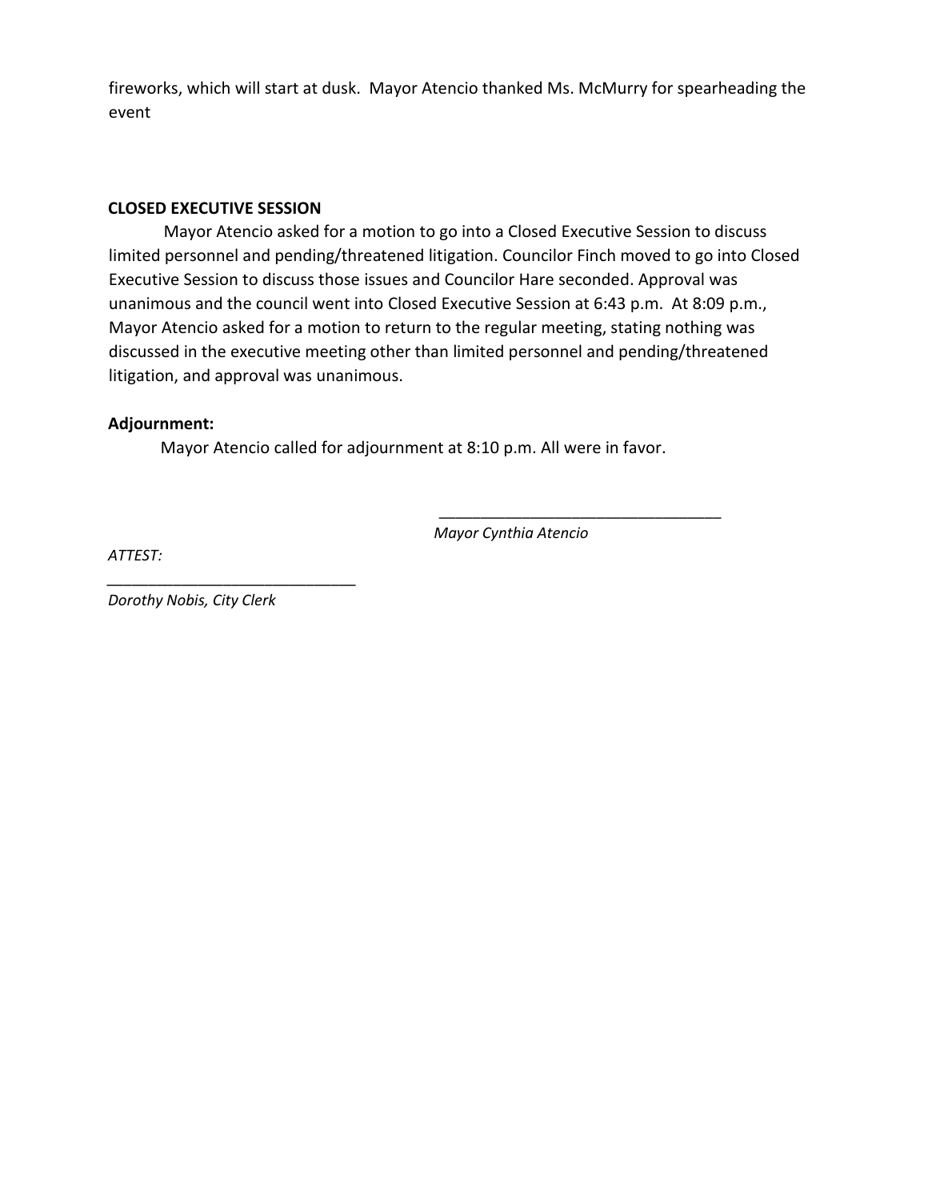fireworks, which will start at dusk. Mayor Atencio thanked Ms. McMurry for spearheading the event

**CLOSED EXECUTIVE SESSION**

Mayor Atencio asked for a motion to go into a Closed Executive Session to discuss limited personnel and pending/threatened litigation. Councilor Finch moved to go into Closed Executive Session to discuss those issues and Councilor Hare seconded. Approval was unanimous and the council went into Closed Executive Session at 6:43 p.m. At 8:09 p.m., Mayor Atencio asked for a motion to return to the regular meeting, stating nothing was discussed in the executive meeting other than limited personnel and pending/threatened litigation, and approval was unanimous.

**Adjournment:**

Mayor Atencio called for adjournment at 8:10 p.m. All were in favor.

_________________________________

*Mayor Cynthia Atencio*

*ATTEST:*

_____________________________

*Dorothy Nobis, City Clerk*